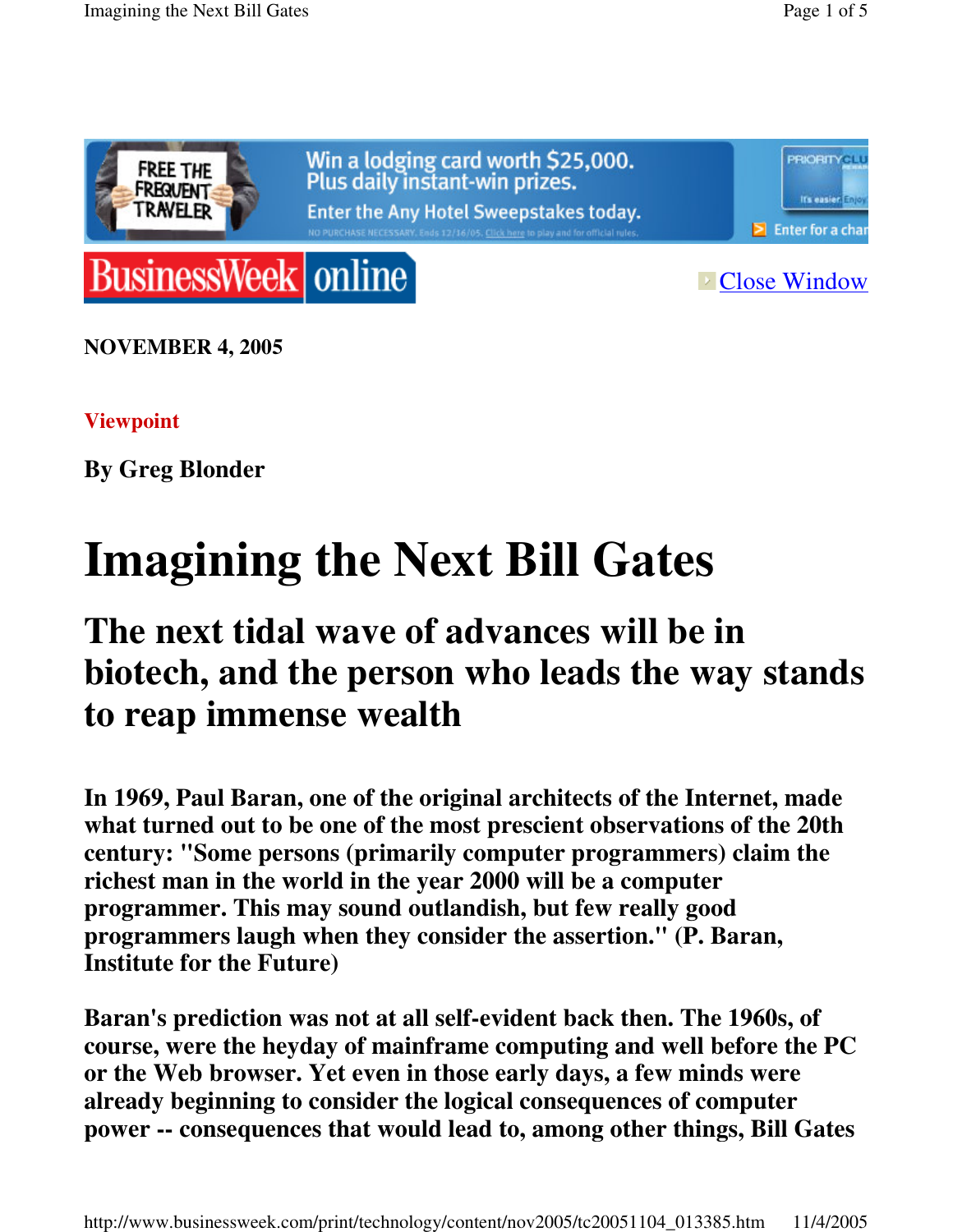NOVEMBER 4, 2005

Viewpoint

By Greg Blonder

# Imagining the Next Bill Gates

## The next tidal wave of advances will be in biotech, and the person who leads the way stands to reap immense wealth

**In 1969, Paul Baran, one of the original architects of the Internet, made what turned out to be one of the most prescient observations of the 20th century: "Some persons (primarily computer programmers) claim the richest man in the world in the year 2000 will be a computer programmer. This may sound outlandish, but few really good programmers laugh when they consider the assertion." (P. Baran, Institute for the Future)**

**Baran's prediction was not at all self-evident back then. The 1960s, of course, were the heyday of mainframe computing and well before the PC or the Web browser. Yet even in those early days, a few minds were already beginning to consider the logical consequences of computer power -- consequences that would lead to, among other things, Bill Gates**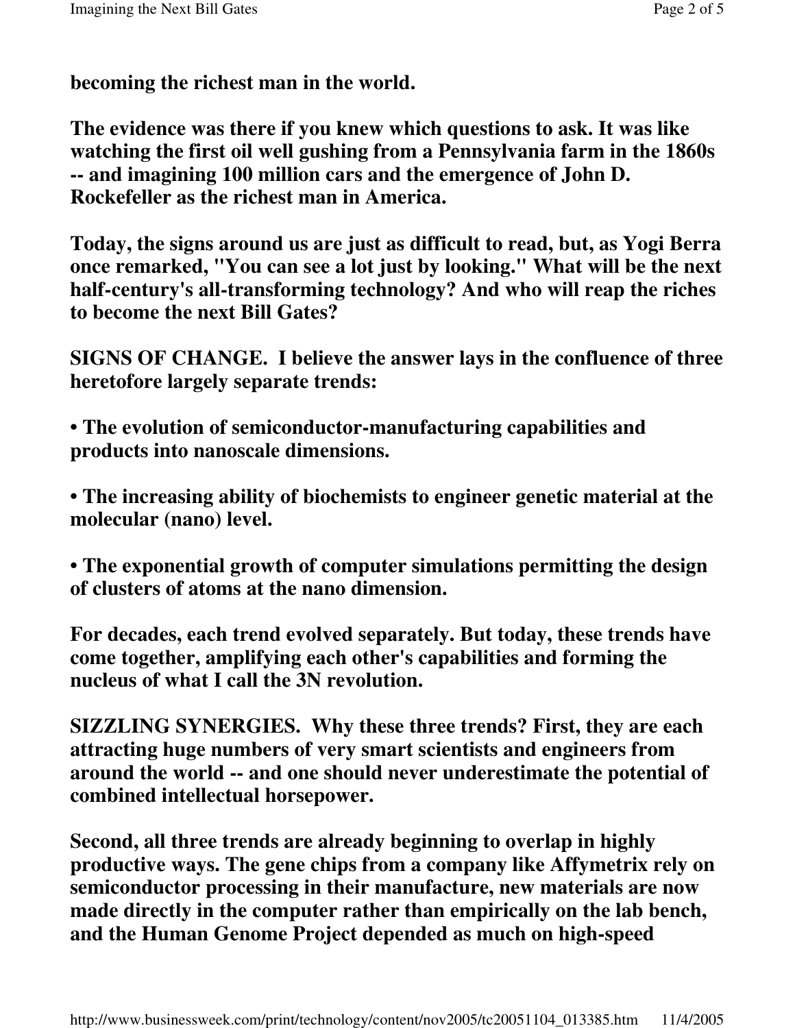**becoming the richest man in the world.**

**The evidence was there if you knew which questions to ask. It was like watching the first oil well gushing from a Pennsylvania farm in the 1860s -- and imagining 100 million cars and the emergence of John D. Rockefeller as the richest man in America.**

**Today, the signs around us are just as difficult to read, but, as Yogi Berra once remarked, "You can see a lot just by looking." What will be the next half-century's all-transforming technology? And who will reap the riches to become the next Bill Gates?**

**SIGNS OF CHANGE.  I believe the answer lays in the confluence of three heretofore largely separate trends:**

- **The evolution of semiconductor-manufacturing capabilities and products into nanoscale dimensions.**

- **The increasing ability of biochemists to engineer genetic material at the molecular (nano) level.**

- **The exponential growth of computer simulations permitting the design of clusters of atoms at the nano dimension.**

**For decades, each trend evolved separately. But today, these trends have come together, amplifying each other's capabilities and forming the nucleus of what I call the 3N revolution.**

**SIZZLING SYNERGIES.  Why these three trends? First, they are each attracting huge numbers of very smart scientists and engineers from around the world -- and one should never underestimate the potential of combined intellectual horsepower.**

**Second, all three trends are already beginning to overlap in highly productive ways. The gene chips from a company like Affymetrix rely on semiconductor processing in their manufacture, new materials are now made directly in the computer rather than empirically on the lab bench, and the Human Genome Project depended as much on high-speed**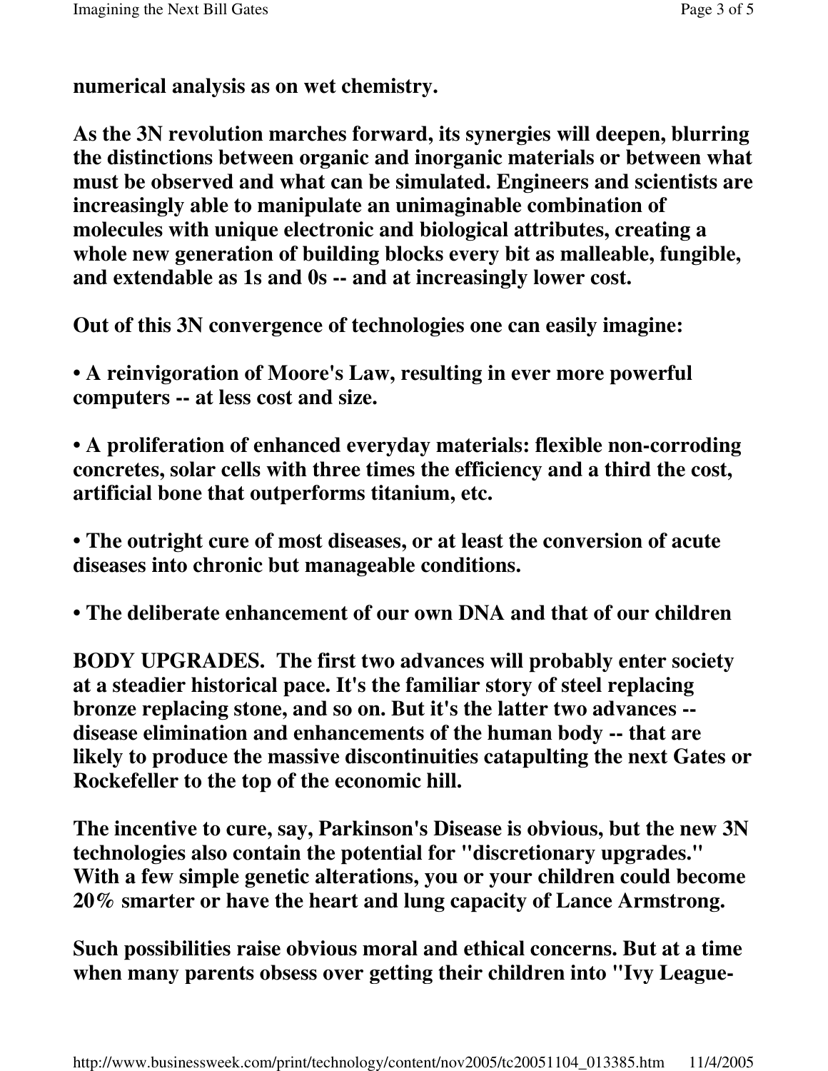**numerical analysis as on wet chemistry.**

**As the 3N revolution marches forward, its synergies will deepen, blurring the distinctions between organic and inorganic materials or between what must be observed and what can be simulated. Engineers and scientists are increasingly able to manipulate an unimaginable combination of molecules with unique electronic and biological attributes, creating a whole new generation of building blocks every bit as malleable, fungible, and extendable as 1s and 0s -- and at increasingly lower cost.**

**Out of this 3N convergence of technologies one can easily imagine:**

- **A reinvigoration of Moore's Law, resulting in ever more powerful computers -- at less cost and size.**
- **A proliferation of enhanced everyday materials: flexible non-corroding concretes, solar cells with three times the efficiency and a third the cost, artificial bone that outperforms titanium, etc.**
- **The outright cure of most diseases, or at least the conversion of acute diseases into chronic but manageable conditions.**
- **The deliberate enhancement of our own DNA and that of our children**

**BODY UPGRADES. The first two advances will probably enter society at a steadier historical pace. It's the familiar story of steel replacing bronze replacing stone, and so on. But it's the latter two advances -- disease elimination and enhancements of the human body -- that are likely to produce the massive discontinuities catapulting the next Gates or Rockefeller to the top of the economic hill.**

**The incentive to cure, say, Parkinson's Disease is obvious, but the new 3N technologies also contain the potential for "discretionary upgrades." With a few simple genetic alterations, you or your children could become 20% smarter or have the heart and lung capacity of Lance Armstrong.**

**Such possibilities raise obvious moral and ethical concerns. But at a time when many parents obsess over getting their children into "Ivy League-**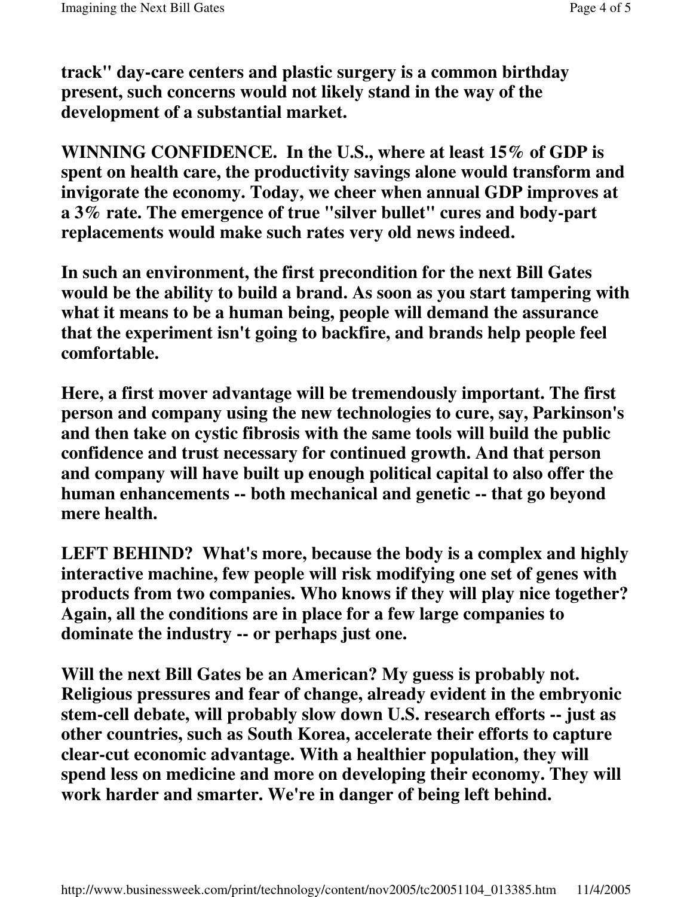**track" day-care centers and plastic surgery is a common birthday present, such concerns would not likely stand in the way of the development of a substantial market.**

**WINNING CONFIDENCE.** **In the U.S., where at least 15% of GDP is spent on health care, the productivity savings alone would transform and invigorate the economy. Today, we cheer when annual GDP improves at a 3% rate. The emergence of true "silver bullet" cures and body-part replacements would make such rates very old news indeed.**

**In such an environment, the first precondition for the next Bill Gates would be the ability to build a brand. As soon as you start tampering with what it means to be a human being, people will demand the assurance that the experiment isn't going to backfire, and brands help people feel comfortable.**

**Here, a first mover advantage will be tremendously important. The first person and company using the new technologies to cure, say, Parkinson's and then take on cystic fibrosis with the same tools will build the public confidence and trust necessary for continued growth. And that person and company will have built up enough political capital to also offer the human enhancements -- both mechanical and genetic -- that go beyond mere health.**

**LEFT BEHIND?** **What's more, because the body is a complex and highly interactive machine, few people will risk modifying one set of genes with products from two companies. Who knows if they will play nice together? Again, all the conditions are in place for a few large companies to dominate the industry -- or perhaps just one.**

**Will the next Bill Gates be an American? My guess is probably not. Religious pressures and fear of change, already evident in the embryonic stem-cell debate, will probably slow down U.S. research efforts -- just as other countries, such as South Korea, accelerate their efforts to capture clear-cut economic advantage. With a healthier population, they will spend less on medicine and more on developing their economy. They will work harder and smarter. We're in danger of being left behind.**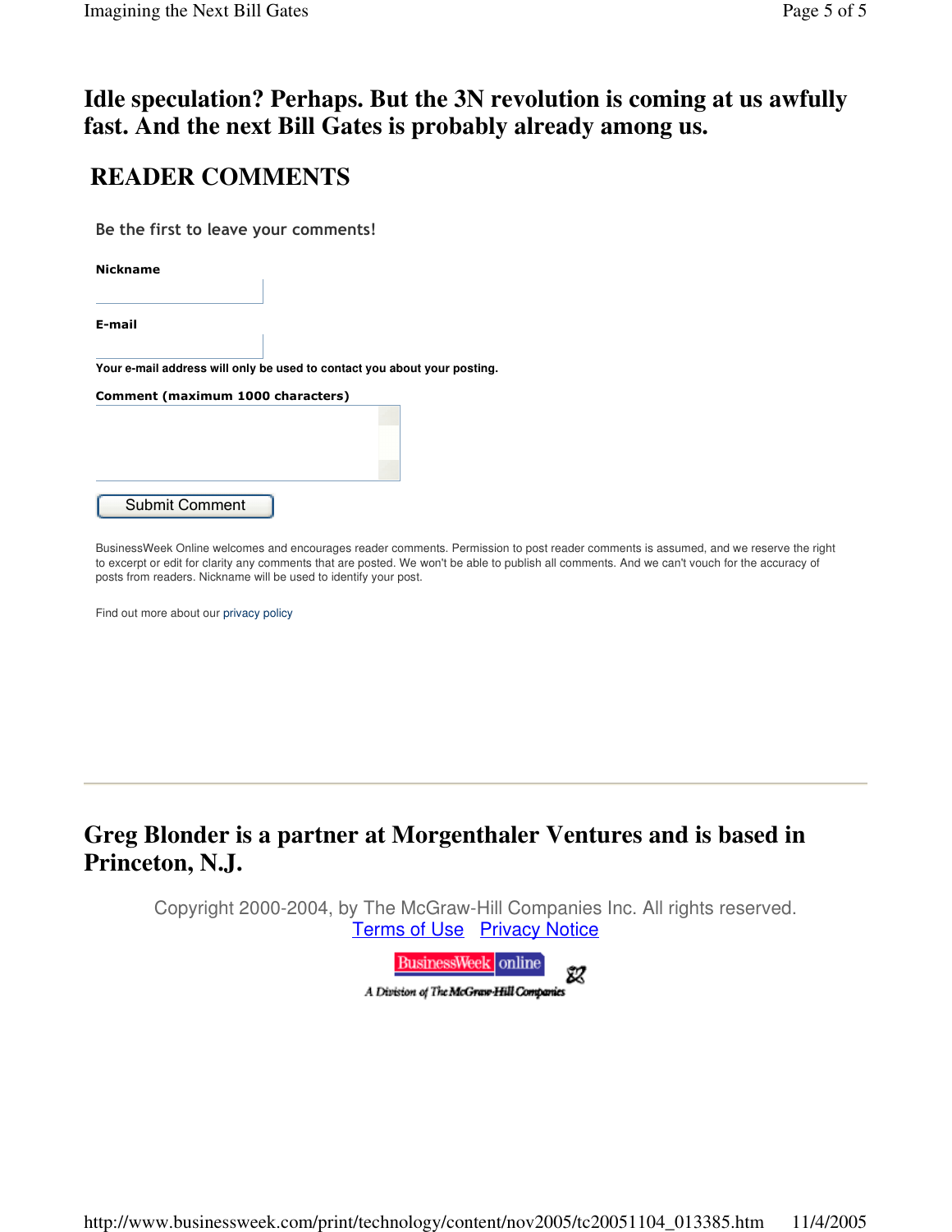**Idle speculation? Perhaps. But the 3N revolution is coming at us awfully fast. And the next Bill Gates is probably already among us.**

## READER COMMENTS

Be the first to leave your comments!

**Nickname**

**E-mail**

**Your e-mail address will only be used to contact you about your posting.**

**Comment (maximum 1000 characters)**

Submit Comment

BusinessWeek Online welcomes and encourages reader comments. Permission to post reader comments is assumed, and we reserve the right to excerpt or edit for clarity any comments that are posted. We won't be able to publish all comments. And we can't vouch for the accuracy of posts from readers. Nickname will be used to identify your post.

Find out more about our privacy policy

---

**Greg Blonder is a partner at Morgenthaler Ventures and is based in Princeton, N.J.**

Copyright 2000-2004, by The McGraw-Hill Companies Inc. All rights reserved.
Terms of Use   Privacy Notice

BusinessWeek online
A Division of The McGraw-Hill Companies